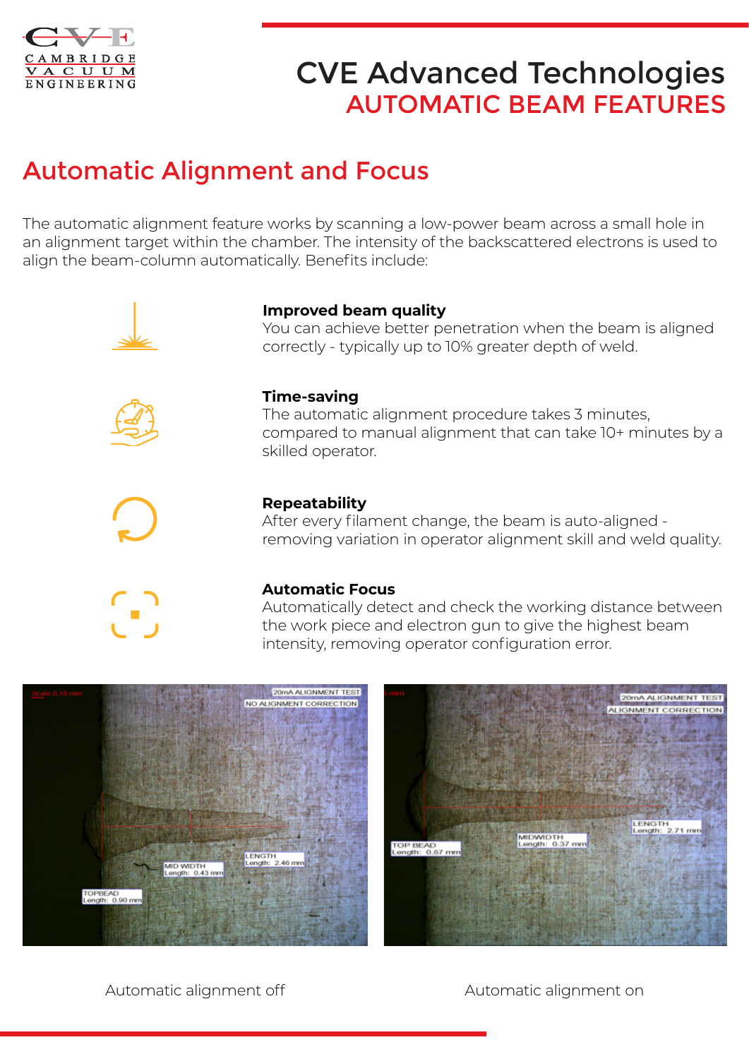# CVE Advanced Technologies
## AUTOMATIC BEAM FEATURES

## Automatic Alignment and Focus

The automatic alignment feature works by scanning a low-power beam across a small hole in an alignment target within the chamber. The intensity of the backscattered electrons is used to align the beam-column automatically. Benefits include:

**Improved beam quality**
You can achieve better penetration when the beam is aligned correctly - typically up to 10% greater depth of weld.

**Time-saving**
The automatic alignment procedure takes 3 minutes, compared to manual alignment that can take 10+ minutes by a skilled operator.

**Repeatability**
After every filament change, the beam is auto-aligned - removing variation in operator alignment skill and weld quality.

**Automatic Focus**
Automatically detect and check the working distance between the work piece and electron gun to give the highest beam intensity, removing operator configuration error.

Automatic alignment off

Automatic alignment on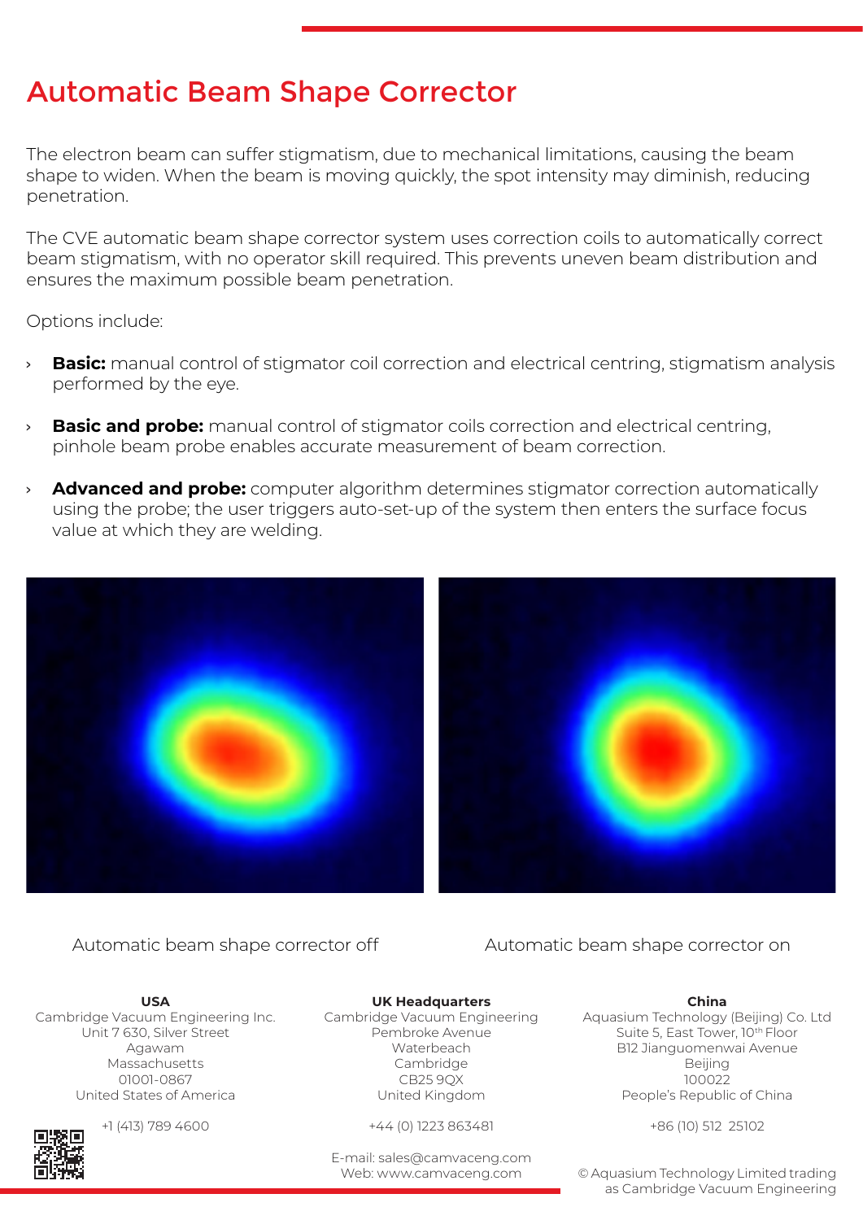# Automatic Beam Shape Corrector

The electron beam can suffer stigmatism, due to mechanical limitations, causing the beam shape to widen. When the beam is moving quickly, the spot intensity may diminish, reducing penetration.

The CVE automatic beam shape corrector system uses correction coils to automatically correct beam stigmatism, with no operator skill required. This prevents uneven beam distribution and ensures the maximum possible beam penetration.

Options include:

- **Basic:** manual control of stigmator coil correction and electrical centring, stigmatism analysis performed by the eye.
- **Basic and probe:** manual control of stigmator coils correction and electrical centring, pinhole beam probe enables accurate measurement of beam correction.
- **Advanced and probe:** computer algorithm determines stigmator correction automatically using the probe; the user triggers auto-set-up of the system then enters the surface focus value at which they are welding.

Automatic beam shape corrector off

Automatic beam shape corrector on

**USA**
Cambridge Vacuum Engineering Inc.
Unit 7 630, Silver Street
Agawam
Massachusetts
01001-0867
United States of America

+1 (413) 789 4600

**UK Headquarters**
Cambridge Vacuum Engineering
Pembroke Avenue
Waterbeach
Cambridge
CB25 9QX
United Kingdom

+44 (0) 1223 863481

E-mail: sales@camvaceng.com
Web: www.camvaceng.com

**China**
Aquasium Technology (Beijing) Co. Ltd
Suite 5, East Tower, 10th Floor
B12 Jianguomenwai Avenue
Beijing
100022
People's Republic of China

+86 (10) 512 25102

© Aquasium Technology Limited trading as Cambridge Vacuum Engineering